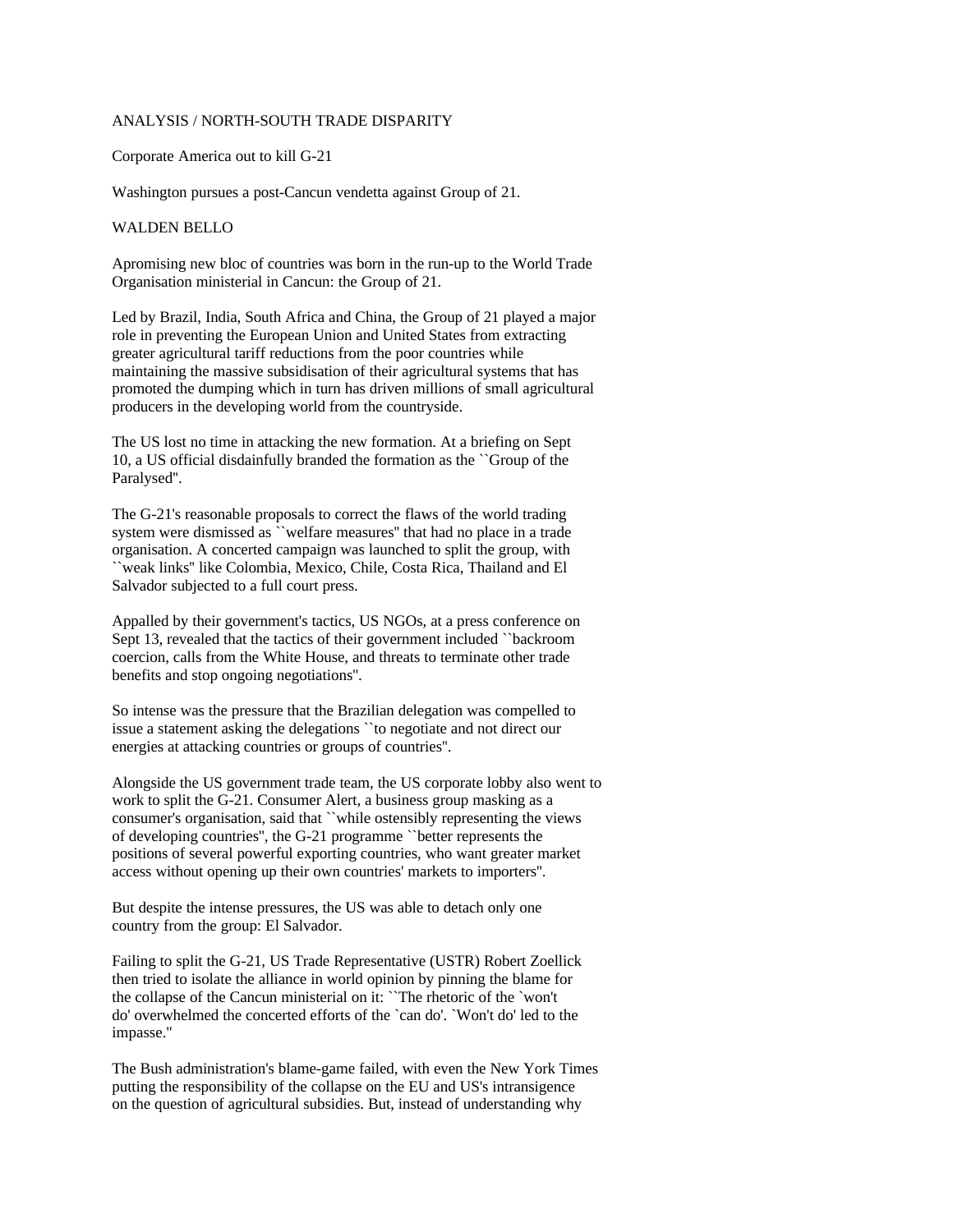ANALYSIS / NORTH-SOUTH TRADE DISPARITY

# Corporate America out to kill G-21

Washington pursues a post-Cancun vendetta against Group of 21.

WALDEN BELLO

Apromising new bloc of countries was born in the run-up to the World Trade Organisation ministerial in Cancun: the Group of 21.

Led by Brazil, India, South Africa and China, the Group of 21 played a major role in preventing the European Union and United States from extracting greater agricultural tariff reductions from the poor countries while maintaining the massive subsidisation of their agricultural systems that has promoted the dumping which in turn has driven millions of small agricultural producers in the developing world from the countryside.

The US lost no time in attacking the new formation. At a briefing on Sept 10, a US official disdainfully branded the formation as the ``Group of the Paralysed''.

The G-21's reasonable proposals to correct the flaws of the world trading system were dismissed as ``welfare measures'' that had no place in a trade organisation. A concerted campaign was launched to split the group, with ``weak links'' like Colombia, Mexico, Chile, Costa Rica, Thailand and El Salvador subjected to a full court press.

Appalled by their government's tactics, US NGOs, at a press conference on Sept 13, revealed that the tactics of their government included ``backroom coercion, calls from the White House, and threats to terminate other trade benefits and stop ongoing negotiations''.

So intense was the pressure that the Brazilian delegation was compelled to issue a statement asking the delegations ``to negotiate and not direct our energies at attacking countries or groups of countries''.

Alongside the US government trade team, the US corporate lobby also went to work to split the G-21. Consumer Alert, a business group masking as a consumer's organisation, said that ``while ostensibly representing the views of developing countries'', the G-21 programme ``better represents the positions of several powerful exporting countries, who want greater market access without opening up their own countries' markets to importers''.

But despite the intense pressures, the US was able to detach only one country from the group: El Salvador.

Failing to split the G-21, US Trade Representative (USTR) Robert Zoellick then tried to isolate the alliance in world opinion by pinning the blame for the collapse of the Cancun ministerial on it: ``The rhetoric of the `won't do' overwhelmed the concerted efforts of the `can do'. `Won't do' led to the impasse.''

The Bush administration's blame-game failed, with even the New York Times putting the responsibility of the collapse on the EU and US's intransigence on the question of agricultural subsidies. But, instead of understanding why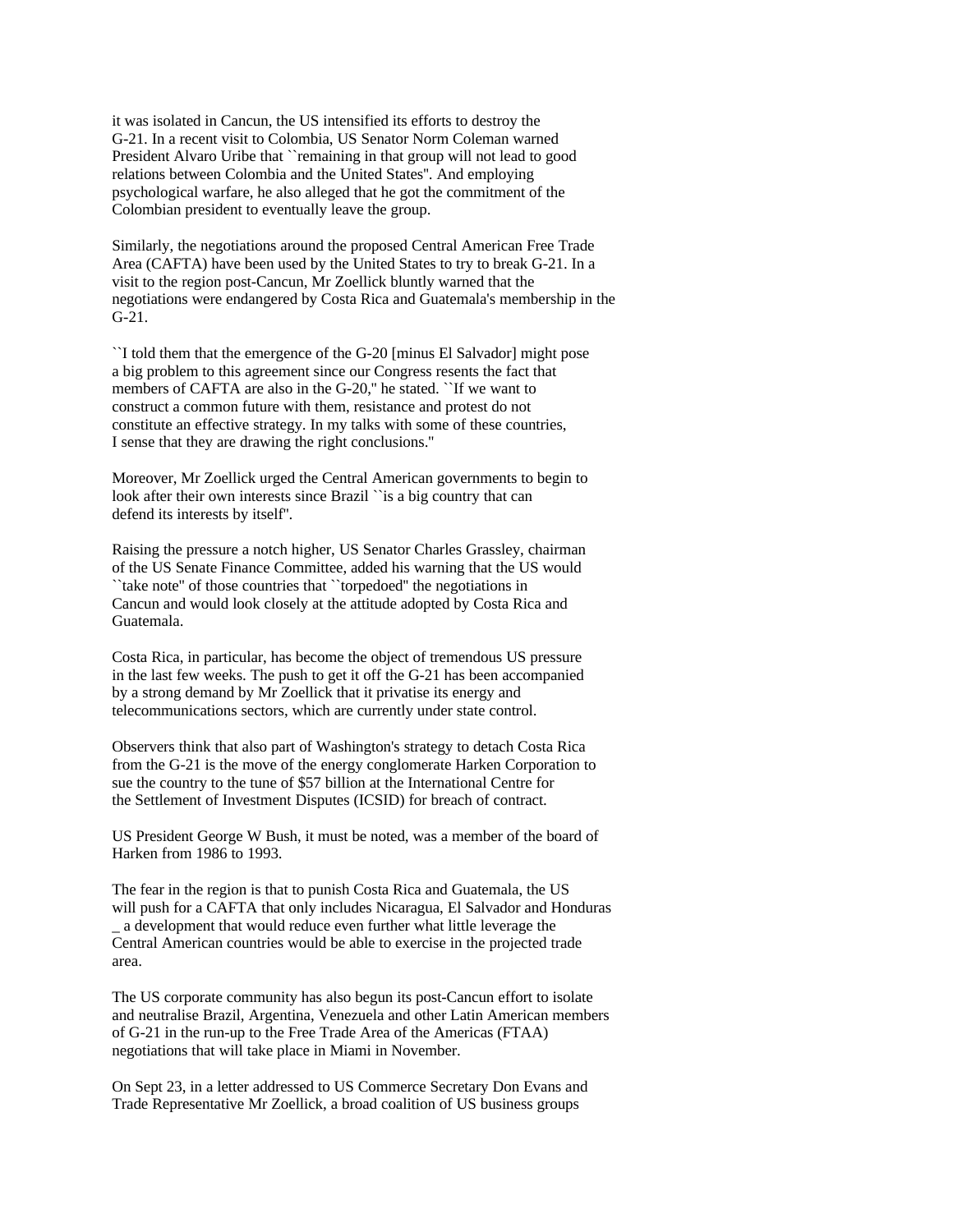it was isolated in Cancun, the US intensified its efforts to destroy the G-21. In a recent visit to Colombia, US Senator Norm Coleman warned President Alvaro Uribe that ``remaining in that group will not lead to good relations between Colombia and the United States''. And employing psychological warfare, he also alleged that he got the commitment of the Colombian president to eventually leave the group.

Similarly, the negotiations around the proposed Central American Free Trade Area (CAFTA) have been used by the United States to try to break G-21. In a visit to the region post-Cancun, Mr Zoellick bluntly warned that the negotiations were endangered by Costa Rica and Guatemala's membership in the G-21.

``I told them that the emergence of the G-20 [minus El Salvador] might pose a big problem to this agreement since our Congress resents the fact that members of CAFTA are also in the G-20,'' he stated. ``If we want to construct a common future with them, resistance and protest do not constitute an effective strategy. In my talks with some of these countries, I sense that they are drawing the right conclusions.''

Moreover, Mr Zoellick urged the Central American governments to begin to look after their own interests since Brazil ``is a big country that can defend its interests by itself''.

Raising the pressure a notch higher, US Senator Charles Grassley, chairman of the US Senate Finance Committee, added his warning that the US would ``take note'' of those countries that ``torpedoed'' the negotiations in Cancun and would look closely at the attitude adopted by Costa Rica and Guatemala.

Costa Rica, in particular, has become the object of tremendous US pressure in the last few weeks. The push to get it off the G-21 has been accompanied by a strong demand by Mr Zoellick that it privatise its energy and telecommunications sectors, which are currently under state control.

Observers think that also part of Washington's strategy to detach Costa Rica from the G-21 is the move of the energy conglomerate Harken Corporation to sue the country to the tune of $57 billion at the International Centre for the Settlement of Investment Disputes (ICSID) for breach of contract.

US President George W Bush, it must be noted, was a member of the board of Harken from 1986 to 1993.

The fear in the region is that to punish Costa Rica and Guatemala, the US will push for a CAFTA that only includes Nicaragua, El Salvador and Honduras _ a development that would reduce even further what little leverage the Central American countries would be able to exercise in the projected trade area.

The US corporate community has also begun its post-Cancun effort to isolate and neutralise Brazil, Argentina, Venezuela and other Latin American members of G-21 in the run-up to the Free Trade Area of the Americas (FTAA) negotiations that will take place in Miami in November.

On Sept 23, in a letter addressed to US Commerce Secretary Don Evans and Trade Representative Mr Zoellick, a broad coalition of US business groups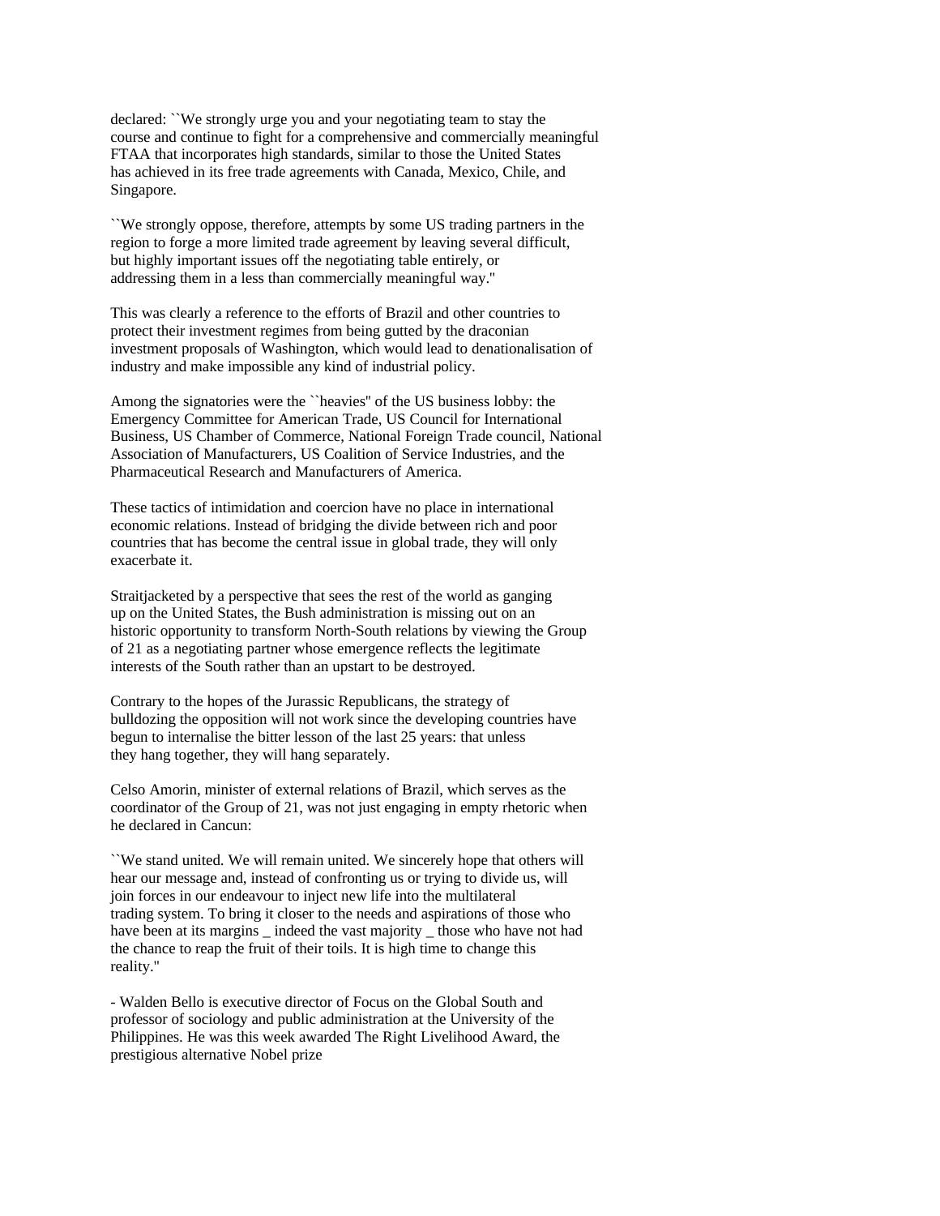declared: ``We strongly urge you and your negotiating team to stay the course and continue to fight for a comprehensive and commercially meaningful FTAA that incorporates high standards, similar to those the United States has achieved in its free trade agreements with Canada, Mexico, Chile, and Singapore.

``We strongly oppose, therefore, attempts by some US trading partners in the region to forge a more limited trade agreement by leaving several difficult, but highly important issues off the negotiating table entirely, or addressing them in a less than commercially meaningful way.''

This was clearly a reference to the efforts of Brazil and other countries to protect their investment regimes from being gutted by the draconian investment proposals of Washington, which would lead to denationalisation of industry and make impossible any kind of industrial policy.

Among the signatories were the ``heavies'' of the US business lobby: the Emergency Committee for American Trade, US Council for International Business, US Chamber of Commerce, National Foreign Trade council, National Association of Manufacturers, US Coalition of Service Industries, and the Pharmaceutical Research and Manufacturers of America.

These tactics of intimidation and coercion have no place in international economic relations. Instead of bridging the divide between rich and poor countries that has become the central issue in global trade, they will only exacerbate it.

Straitjacketed by a perspective that sees the rest of the world as ganging up on the United States, the Bush administration is missing out on an historic opportunity to transform North-South relations by viewing the Group of 21 as a negotiating partner whose emergence reflects the legitimate interests of the South rather than an upstart to be destroyed.

Contrary to the hopes of the Jurassic Republicans, the strategy of bulldozing the opposition will not work since the developing countries have begun to internalise the bitter lesson of the last 25 years: that unless they hang together, they will hang separately.

Celso Amorin, minister of external relations of Brazil, which serves as the coordinator of the Group of 21, was not just engaging in empty rhetoric when he declared in Cancun:

``We stand united. We will remain united. We sincerely hope that others will hear our message and, instead of confronting us or trying to divide us, will join forces in our endeavour to inject new life into the multilateral trading system. To bring it closer to the needs and aspirations of those who have been at its margins _ indeed the vast majority _ those who have not had the chance to reap the fruit of their toils. It is high time to change this reality.''

- Walden Bello is executive director of Focus on the Global South and professor of sociology and public administration at the University of the Philippines. He was this week awarded The Right Livelihood Award, the prestigious alternative Nobel prize